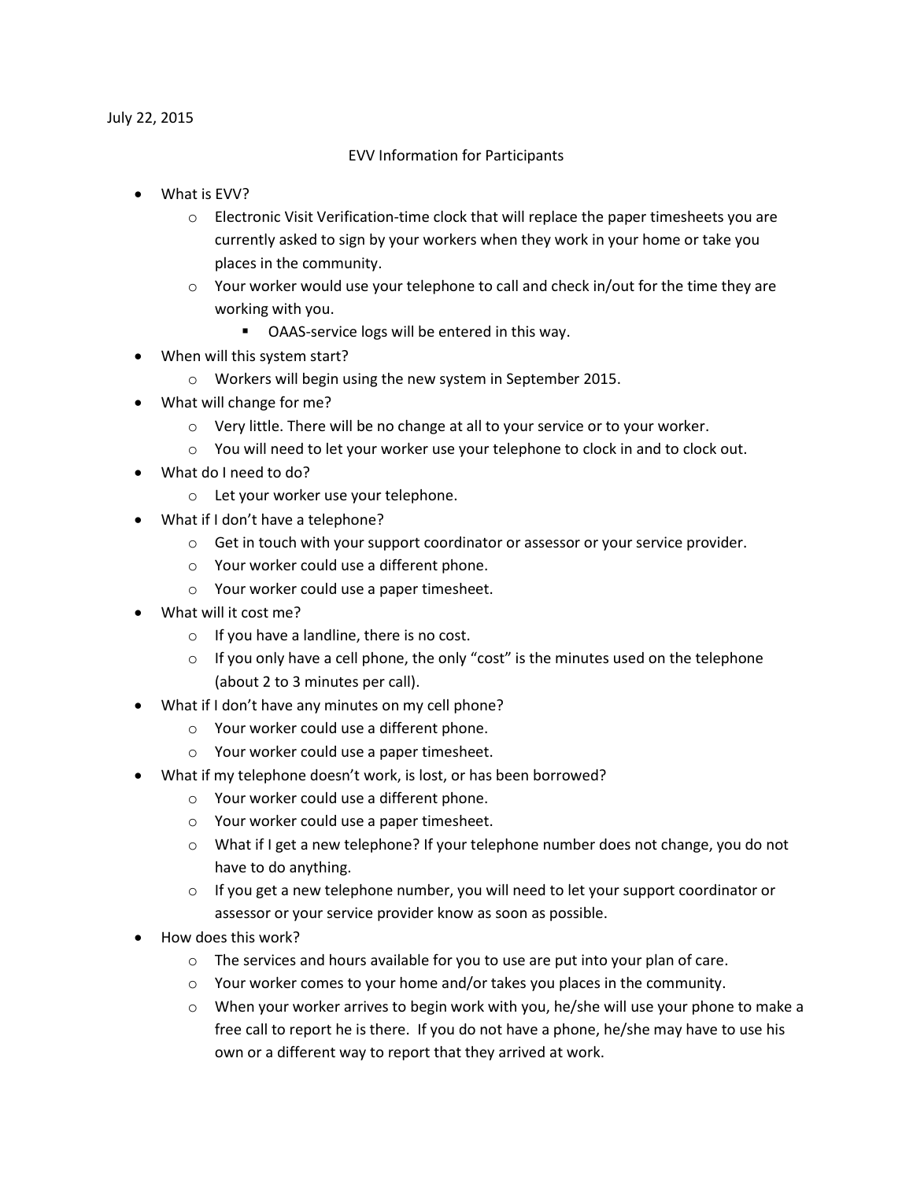July 22, 2015

EVV Information for Participants

- What is EVV?
  - Electronic Visit Verification-time clock that will replace the paper timesheets you are currently asked to sign by your workers when they work in your home or take you places in the community.
  - Your worker would use your telephone to call and check in/out for the time they are working with you.
    - OAAS-service logs will be entered in this way.
- When will this system start?
  - Workers will begin using the new system in September 2015.
- What will change for me?
  - Very little. There will be no change at all to your service or to your worker.
  - You will need to let your worker use your telephone to clock in and to clock out.
- What do I need to do?
  - Let your worker use your telephone.
- What if I don't have a telephone?
  - Get in touch with your support coordinator or assessor or your service provider.
  - Your worker could use a different phone.
  - Your worker could use a paper timesheet.
- What will it cost me?
  - If you have a landline, there is no cost.
  - If you only have a cell phone, the only "cost" is the minutes used on the telephone (about 2 to 3 minutes per call).
- What if I don't have any minutes on my cell phone?
  - Your worker could use a different phone.
  - Your worker could use a paper timesheet.
- What if my telephone doesn't work, is lost, or has been borrowed?
  - Your worker could use a different phone.
  - Your worker could use a paper timesheet.
  - What if I get a new telephone? If your telephone number does not change, you do not have to do anything.
  - If you get a new telephone number, you will need to let your support coordinator or assessor or your service provider know as soon as possible.
- How does this work?
  - The services and hours available for you to use are put into your plan of care.
  - Your worker comes to your home and/or takes you places in the community.
  - When your worker arrives to begin work with you, he/she will use your phone to make a free call to report he is there. If you do not have a phone, he/she may have to use his own or a different way to report that they arrived at work.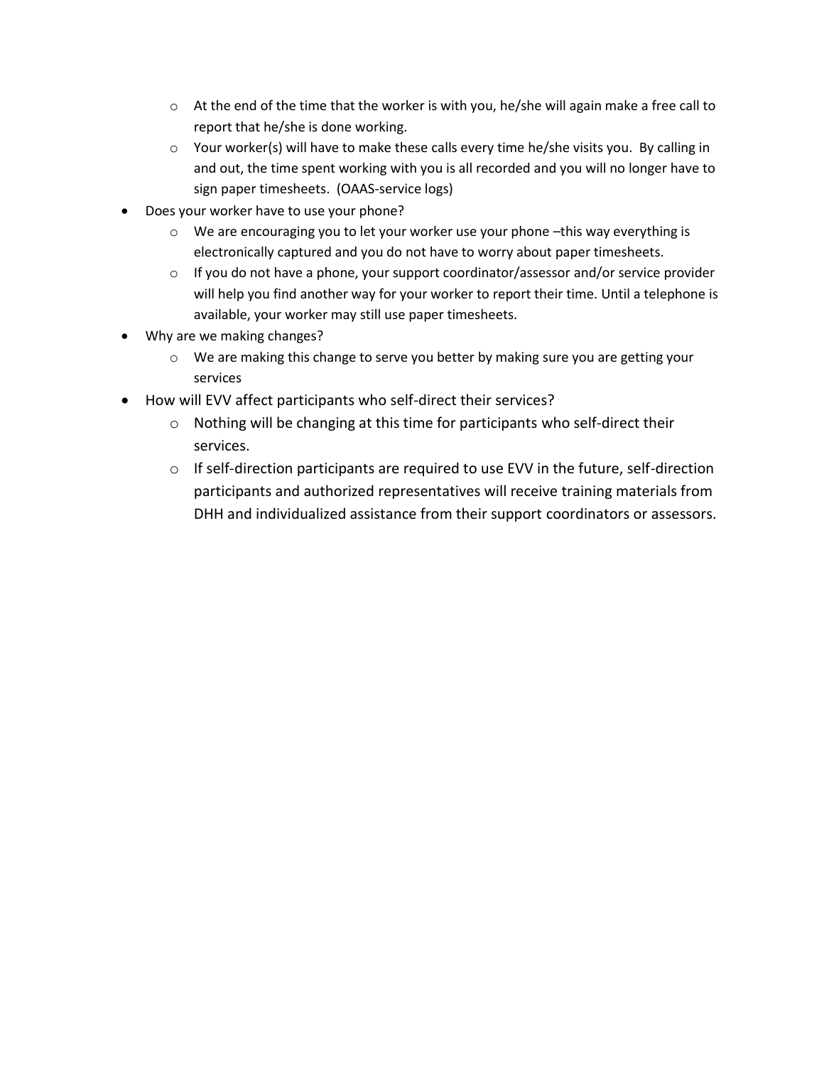- At the end of the time that the worker is with you, he/she will again make a free call to report that he/she is done working.
  - Your worker(s) will have to make these calls every time he/she visits you. By calling in and out, the time spent working with you is all recorded and you will no longer have to sign paper timesheets. (OAAS-service logs)
- Does your worker have to use your phone?
  - We are encouraging you to let your worker use your phone –this way everything is electronically captured and you do not have to worry about paper timesheets.
  - If you do not have a phone, your support coordinator/assessor and/or service provider will help you find another way for your worker to report their time. Until a telephone is available, your worker may still use paper timesheets.
- Why are we making changes?
  - We are making this change to serve you better by making sure you are getting your services
- How will EVV affect participants who self-direct their services?
  - Nothing will be changing at this time for participants who self-direct their services.
  - If self-direction participants are required to use EVV in the future, self-direction participants and authorized representatives will receive training materials from DHH and individualized assistance from their support coordinators or assessors.